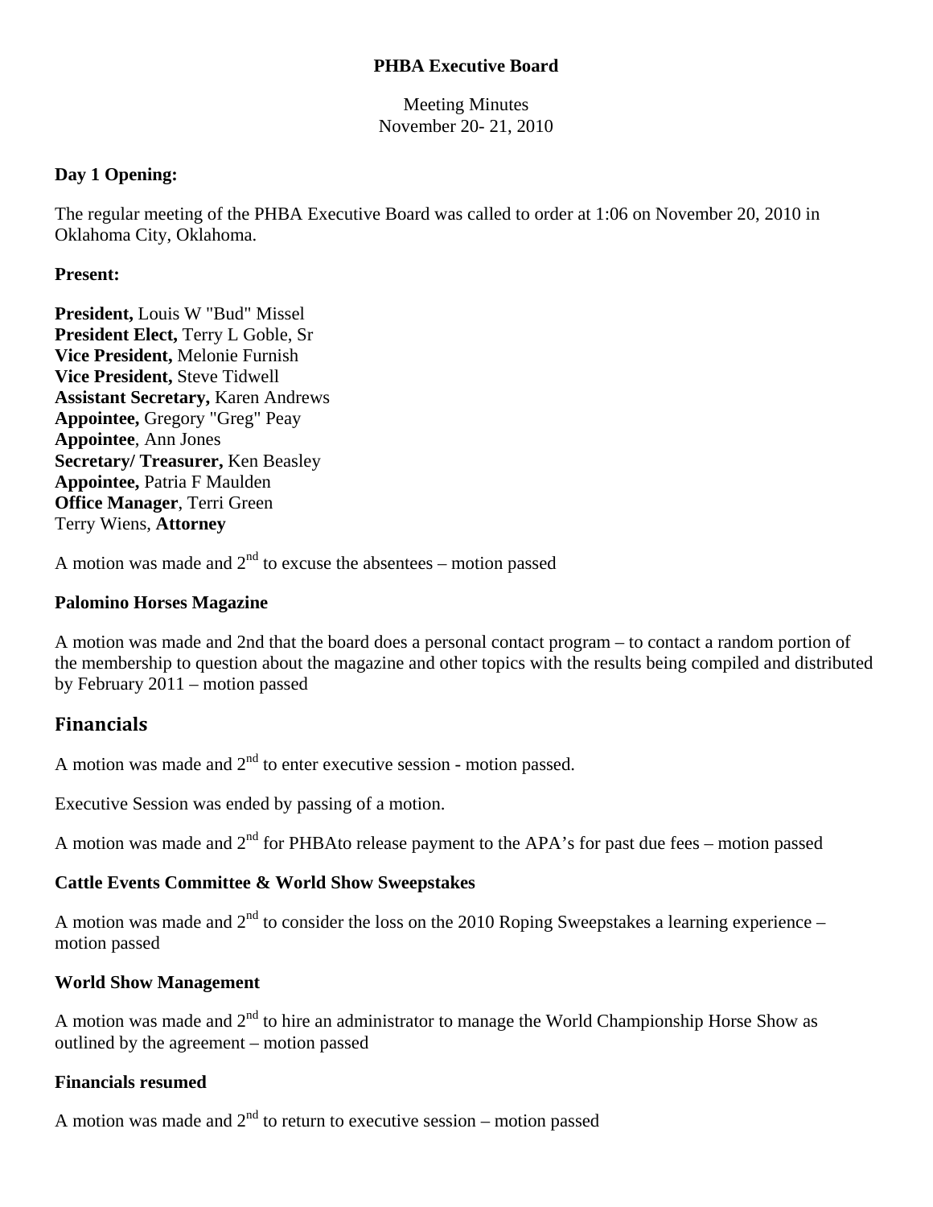**PHBA Executive Board**

Meeting Minutes
November 20- 21, 2010

**Day 1 Opening:**

The regular meeting of the PHBA Executive Board was called to order at 1:06 on November 20, 2010 in Oklahoma City, Oklahoma.

**Present:**

**President,** Louis W "Bud" Missel
**President Elect,** Terry L Goble, Sr
**Vice President,** Melonie Furnish
**Vice President,** Steve Tidwell
**Assistant Secretary,** Karen Andrews
**Appointee,** Gregory "Greg" Peay
**Appointee**, Ann Jones
**Secretary/ Treasurer,** Ken Beasley
**Appointee,** Patria F Maulden
**Office Manager**, Terri Green
Terry Wiens, **Attorney**

A motion was made and 2nd to excuse the absentees – motion passed

**Palomino Horses Magazine**

A motion was made and 2nd that the board does a personal contact program – to contact a random portion of the membership to question about the magazine and other topics with the results being compiled and distributed by February 2011 – motion passed

## Financials

A motion was made and 2nd to enter executive session - motion passed.

Executive Session was ended by passing of a motion.

A motion was made and 2nd for PHBAto release payment to the APA's for past due fees – motion passed

**Cattle Events Committee & World Show Sweepstakes**

A motion was made and 2nd to consider the loss on the 2010 Roping Sweepstakes a learning experience – motion passed

**World Show Management**

A motion was made and 2nd to hire an administrator to manage the World Championship Horse Show as outlined by the agreement – motion passed

**Financials resumed**

A motion was made and 2nd to return to executive session – motion passed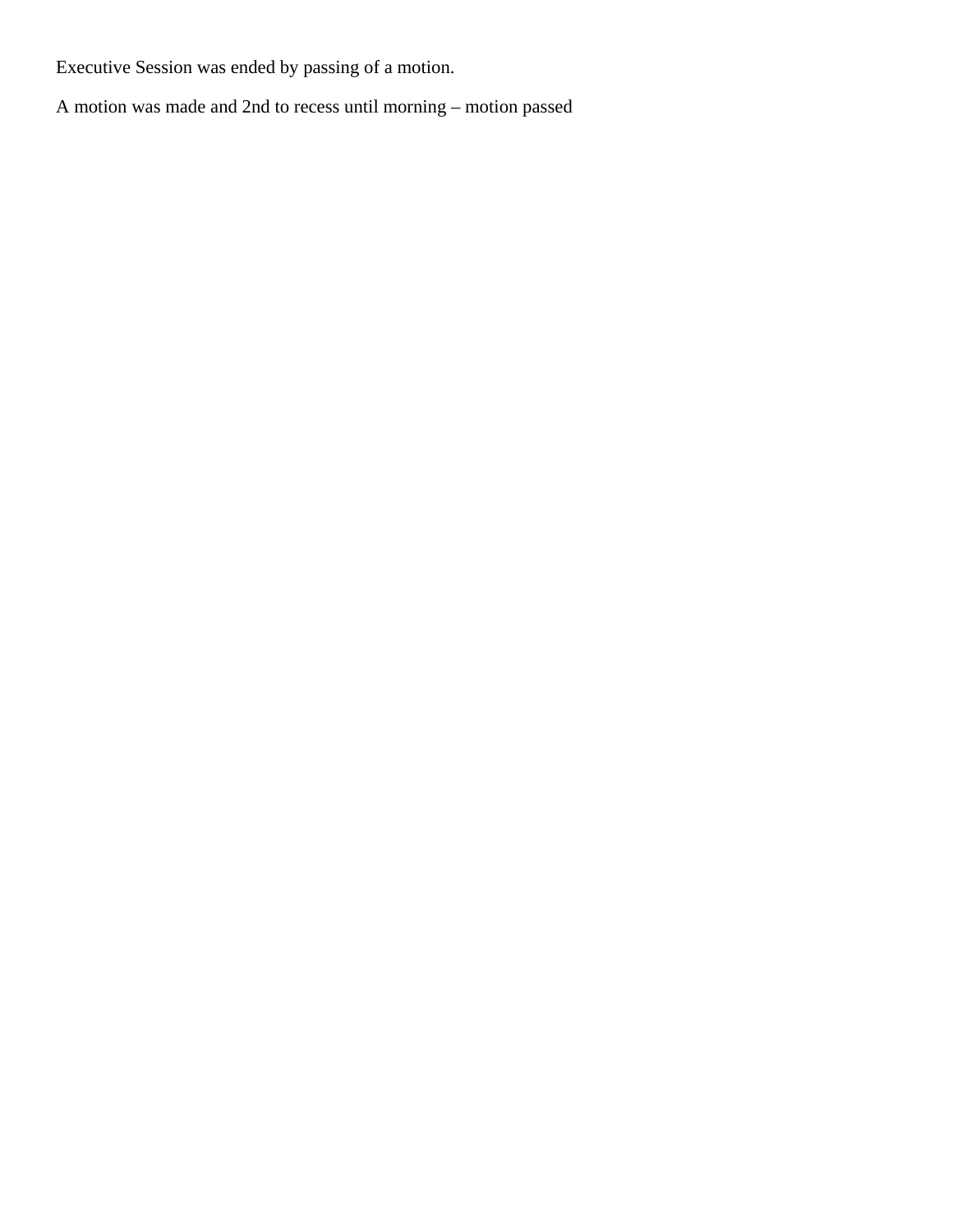Executive Session was ended by passing of a motion.

A motion was made and 2nd to recess until morning – motion passed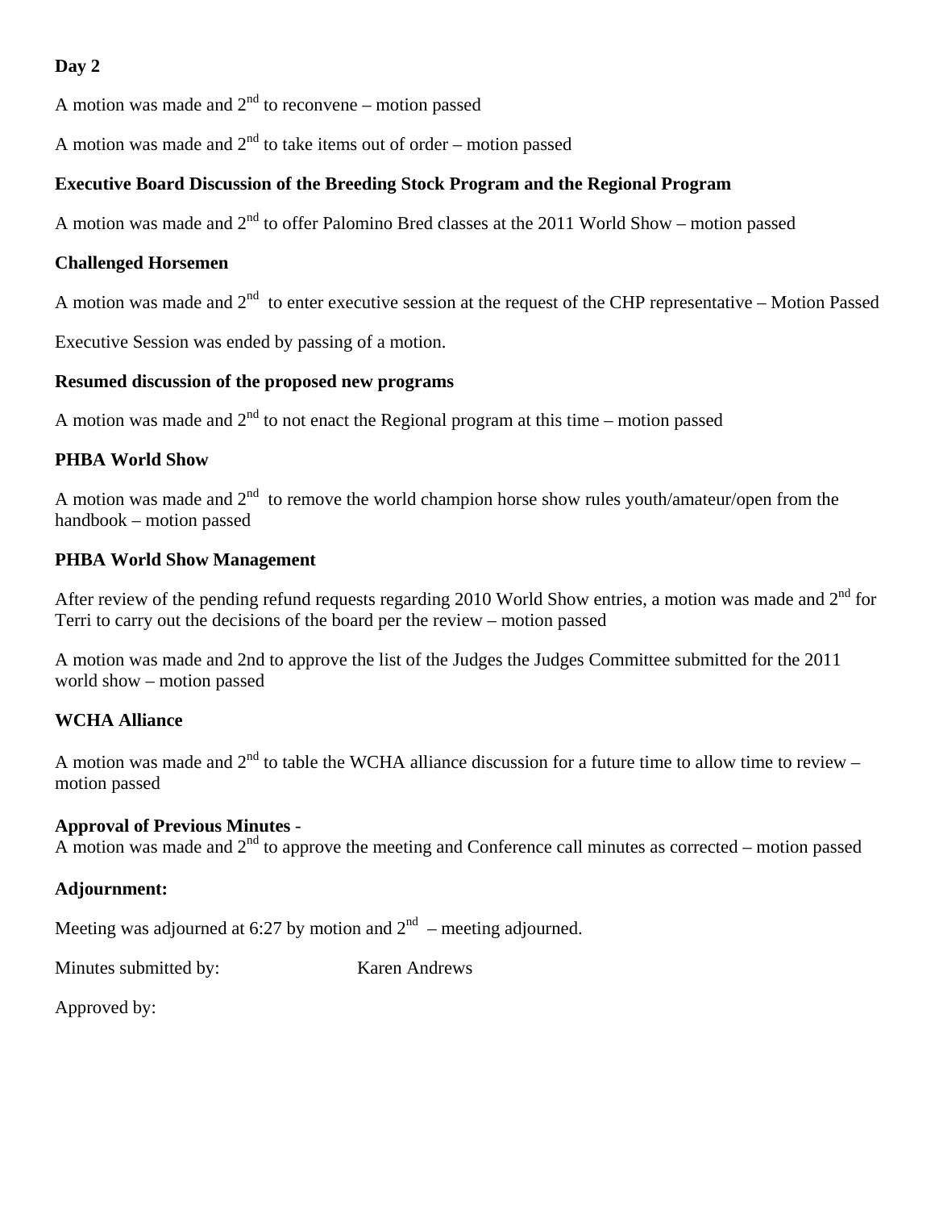**Day 2**

A motion was made and 2nd to reconvene – motion passed

A motion was made and 2nd to take items out of order – motion passed

**Executive Board Discussion of the Breeding Stock Program and the Regional Program**

A motion was made and 2nd to offer Palomino Bred classes at the 2011 World Show – motion passed

**Challenged Horsemen**

A motion was made and 2nd to enter executive session at the request of the CHP representative – Motion Passed

Executive Session was ended by passing of a motion.

**Resumed discussion of the proposed new programs**

A motion was made and 2nd to not enact the Regional program at this time – motion passed

**PHBA World Show**

A motion was made and 2nd to remove the world champion horse show rules youth/amateur/open from the handbook – motion passed

**PHBA World Show Management**

After review of the pending refund requests regarding 2010 World Show entries, a motion was made and 2nd for Terri to carry out the decisions of the board per the review – motion passed

A motion was made and 2nd to approve the list of the Judges the Judges Committee submitted for the 2011 world show – motion passed

**WCHA Alliance**

A motion was made and 2nd to table the WCHA alliance discussion for a future time to allow time to review – motion passed

**Approval of Previous Minutes** -
A motion was made and 2nd to approve the meeting and Conference call minutes as corrected – motion passed

**Adjournment:**

Meeting was adjourned at 6:27 by motion and 2nd – meeting adjourned.

Minutes submitted by: Karen Andrews

Approved by: